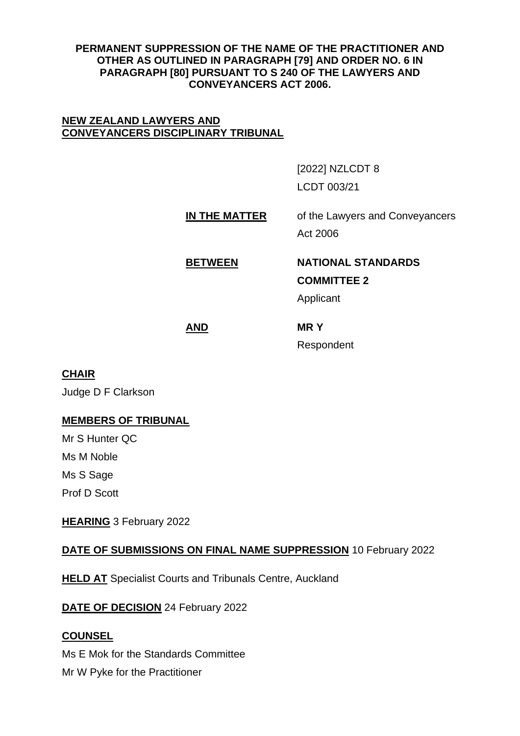**PERMANENT SUPPRESSION OF THE NAME OF THE PRACTITIONER AND OTHER AS OUTLINED IN PARAGRAPH [79] AND ORDER NO. 6 IN PARAGRAPH [80] PURSUANT TO S 240 OF THE LAWYERS AND CONVEYANCERS ACT 2006.**

**NEW ZEALAND LAWYERS AND CONVEYANCERS DISCIPLINARY TRIBUNAL**

[2022] NZLCDT 8

LCDT 003/21

**IN THE MATTER** of the Lawyers and Conveyancers Act 2006

**BETWEEN** **NATIONAL STANDARDS COMMITTEE 2**

Applicant

**AND** **MR Y**

Respondent

**CHAIR**

Judge D F Clarkson

**MEMBERS OF TRIBUNAL**

Mr S Hunter QC

Ms M Noble

Ms S Sage

Prof D Scott

**HEARING** 3 February 2022

**DATE OF SUBMISSIONS ON FINAL NAME SUPPRESSION** 10 February 2022

**HELD AT** Specialist Courts and Tribunals Centre, Auckland

**DATE OF DECISION** 24 February 2022

**COUNSEL**

Ms E Mok for the Standards Committee

Mr W Pyke for the Practitioner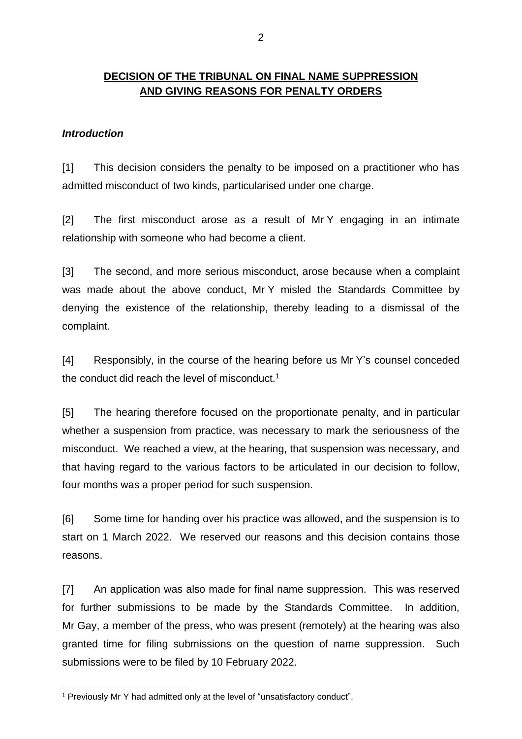**DECISION OF THE TRIBUNAL ON FINAL NAME SUPPRESSION AND GIVING REASONS FOR PENALTY ORDERS**

***Introduction***

[1] This decision considers the penalty to be imposed on a practitioner who has admitted misconduct of two kinds, particularised under one charge.

[2] The first misconduct arose as a result of Mr Y engaging in an intimate relationship with someone who had become a client.

[3] The second, and more serious misconduct, arose because when a complaint was made about the above conduct, Mr Y misled the Standards Committee by denying the existence of the relationship, thereby leading to a dismissal of the complaint.

[4] Responsibly, in the course of the hearing before us Mr Y's counsel conceded the conduct did reach the level of misconduct.[1]

[5] The hearing therefore focused on the proportionate penalty, and in particular whether a suspension from practice, was necessary to mark the seriousness of the misconduct. We reached a view, at the hearing, that suspension was necessary, and that having regard to the various factors to be articulated in our decision to follow, four months was a proper period for such suspension.

[6] Some time for handing over his practice was allowed, and the suspension is to start on 1 March 2022. We reserved our reasons and this decision contains those reasons.

[7] An application was also made for final name suppression. This was reserved for further submissions to be made by the Standards Committee. In addition, Mr Gay, a member of the press, who was present (remotely) at the hearing was also granted time for filing submissions on the question of name suppression. Such submissions were to be filed by 10 February 2022.

---

[1] Previously Mr Y had admitted only at the level of "unsatisfactory conduct".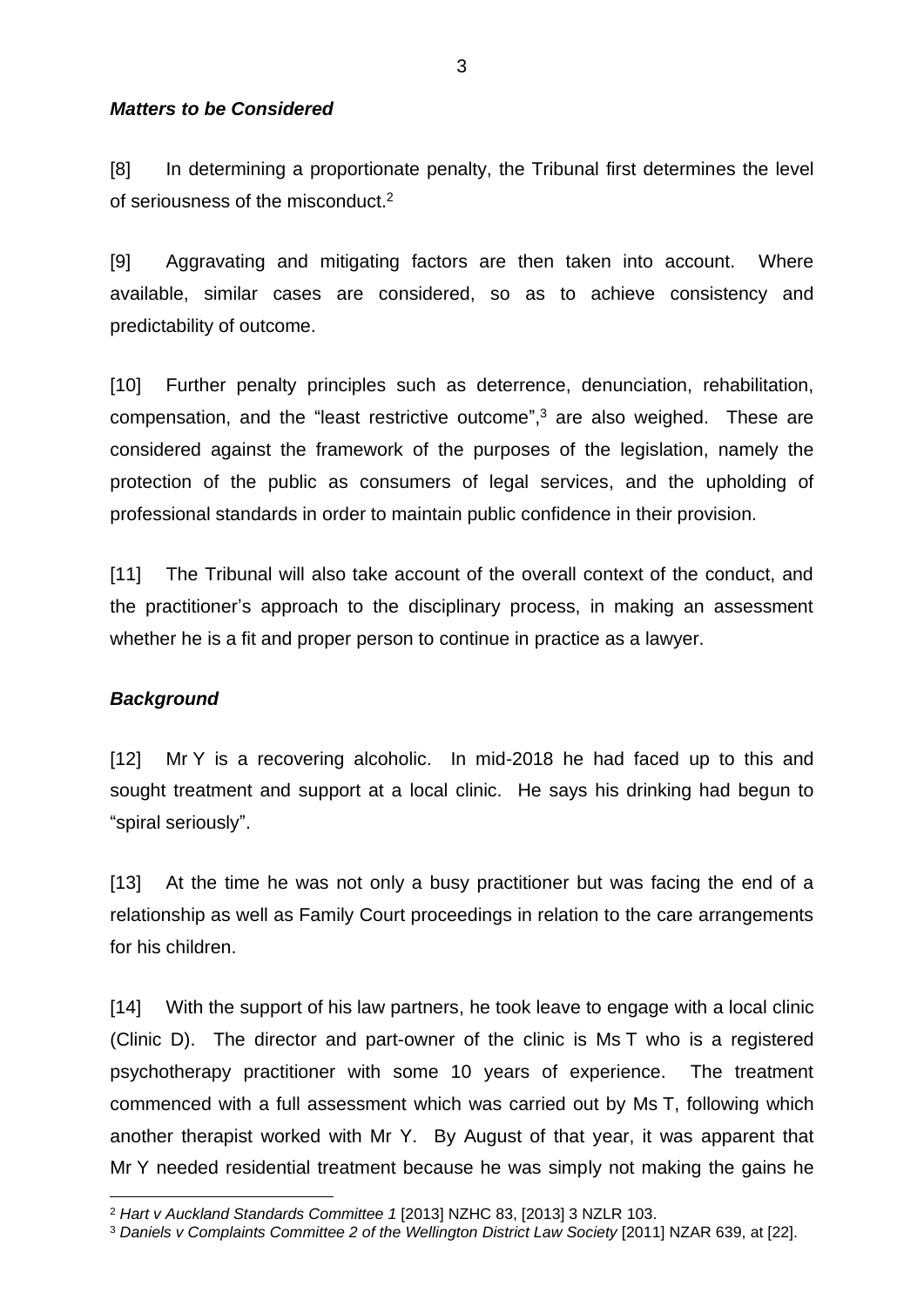***Matters to be Considered***

[8] In determining a proportionate penalty, the Tribunal first determines the level of seriousness of the misconduct.[2]

[9] Aggravating and mitigating factors are then taken into account. Where available, similar cases are considered, so as to achieve consistency and predictability of outcome.

[10] Further penalty principles such as deterrence, denunciation, rehabilitation, compensation, and the "least restrictive outcome",[3] are also weighed. These are considered against the framework of the purposes of the legislation, namely the protection of the public as consumers of legal services, and the upholding of professional standards in order to maintain public confidence in their provision.

[11] The Tribunal will also take account of the overall context of the conduct, and the practitioner's approach to the disciplinary process, in making an assessment whether he is a fit and proper person to continue in practice as a lawyer.

***Background***

[12] Mr Y is a recovering alcoholic. In mid-2018 he had faced up to this and sought treatment and support at a local clinic. He says his drinking had begun to "spiral seriously".

[13] At the time he was not only a busy practitioner but was facing the end of a relationship as well as Family Court proceedings in relation to the care arrangements for his children.

[14] With the support of his law partners, he took leave to engage with a local clinic (Clinic D). The director and part-owner of the clinic is Ms T who is a registered psychotherapy practitioner with some 10 years of experience. The treatment commenced with a full assessment which was carried out by Ms T, following which another therapist worked with Mr Y. By August of that year, it was apparent that Mr Y needed residential treatment because he was simply not making the gains he

[2] *Hart v Auckland Standards Committee 1* [2013] NZHC 83, [2013] 3 NZLR 103.

[3] *Daniels v Complaints Committee 2 of the Wellington District Law Society* [2011] NZAR 639, at [22].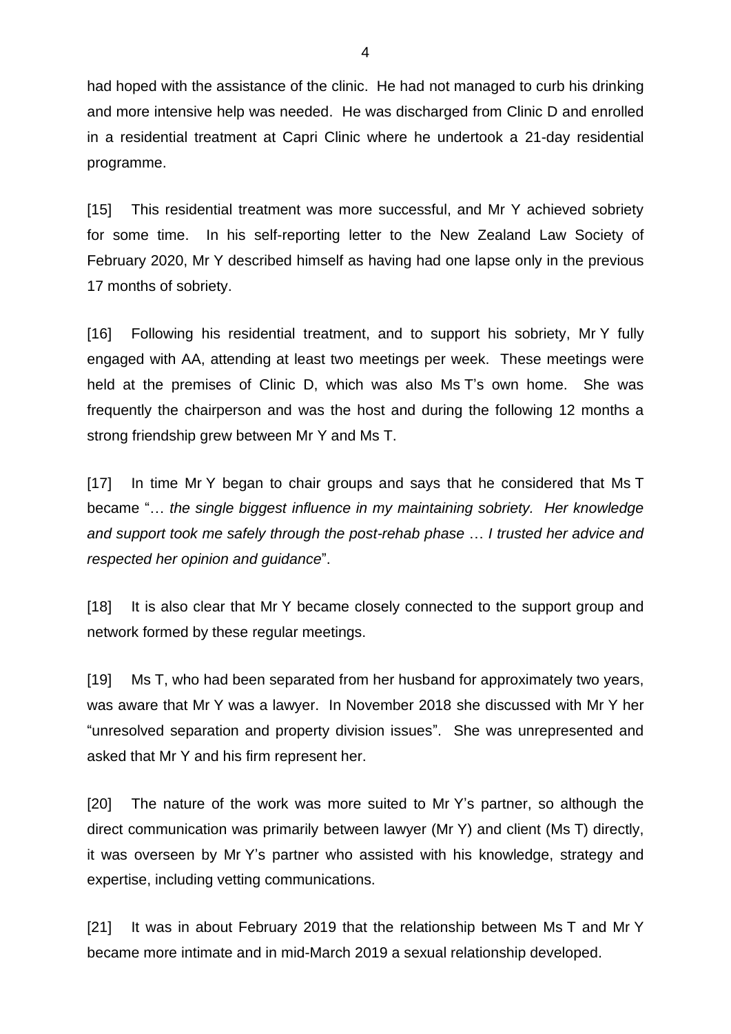had hoped with the assistance of the clinic. He had not managed to curb his drinking and more intensive help was needed. He was discharged from Clinic D and enrolled in a residential treatment at Capri Clinic where he undertook a 21-day residential programme.

[15] This residential treatment was more successful, and Mr Y achieved sobriety for some time. In his self-reporting letter to the New Zealand Law Society of February 2020, Mr Y described himself as having had one lapse only in the previous 17 months of sobriety.

[16] Following his residential treatment, and to support his sobriety, Mr Y fully engaged with AA, attending at least two meetings per week. These meetings were held at the premises of Clinic D, which was also Ms T's own home. She was frequently the chairperson and was the host and during the following 12 months a strong friendship grew between Mr Y and Ms T.

[17] In time Mr Y began to chair groups and says that he considered that Ms T became "… *the single biggest influence in my maintaining sobriety. Her knowledge and support took me safely through the post-rehab phase* … *I trusted her advice and respected her opinion and guidance*".

[18] It is also clear that Mr Y became closely connected to the support group and network formed by these regular meetings.

[19] Ms T, who had been separated from her husband for approximately two years, was aware that Mr Y was a lawyer. In November 2018 she discussed with Mr Y her "unresolved separation and property division issues". She was unrepresented and asked that Mr Y and his firm represent her.

[20] The nature of the work was more suited to Mr Y's partner, so although the direct communication was primarily between lawyer (Mr Y) and client (Ms T) directly, it was overseen by Mr Y's partner who assisted with his knowledge, strategy and expertise, including vetting communications.

[21] It was in about February 2019 that the relationship between Ms T and Mr Y became more intimate and in mid-March 2019 a sexual relationship developed.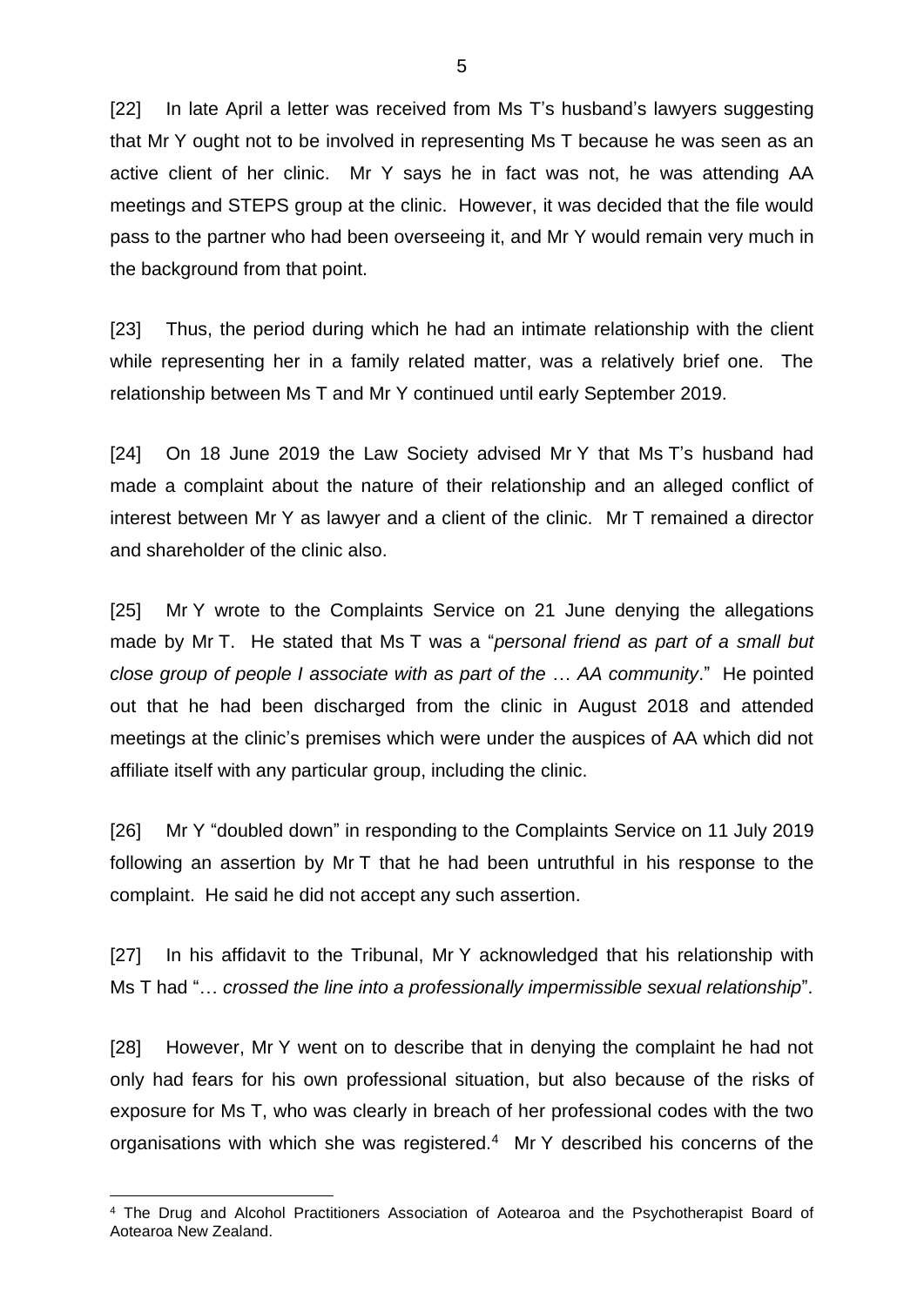[22] In late April a letter was received from Ms T's husband's lawyers suggesting that Mr Y ought not to be involved in representing Ms T because he was seen as an active client of her clinic. Mr Y says he in fact was not, he was attending AA meetings and STEPS group at the clinic. However, it was decided that the file would pass to the partner who had been overseeing it, and Mr Y would remain very much in the background from that point.

[23] Thus, the period during which he had an intimate relationship with the client while representing her in a family related matter, was a relatively brief one. The relationship between Ms T and Mr Y continued until early September 2019.

[24] On 18 June 2019 the Law Society advised Mr Y that Ms T's husband had made a complaint about the nature of their relationship and an alleged conflict of interest between Mr Y as lawyer and a client of the clinic. Mr T remained a director and shareholder of the clinic also.

[25] Mr Y wrote to the Complaints Service on 21 June denying the allegations made by Mr T. He stated that Ms T was a "*personal friend as part of a small but close group of people I associate with as part of the* … *AA community*." He pointed out that he had been discharged from the clinic in August 2018 and attended meetings at the clinic's premises which were under the auspices of AA which did not affiliate itself with any particular group, including the clinic.

[26] Mr Y "doubled down" in responding to the Complaints Service on 11 July 2019 following an assertion by Mr T that he had been untruthful in his response to the complaint. He said he did not accept any such assertion.

[27] In his affidavit to the Tribunal, Mr Y acknowledged that his relationship with Ms T had "… *crossed the line into a professionally impermissible sexual relationship*".

[28] However, Mr Y went on to describe that in denying the complaint he had not only had fears for his own professional situation, but also because of the risks of exposure for Ms T, who was clearly in breach of her professional codes with the two organisations with which she was registered.[4] Mr Y described his concerns of the

[4] The Drug and Alcohol Practitioners Association of Aotearoa and the Psychotherapist Board of Aotearoa New Zealand.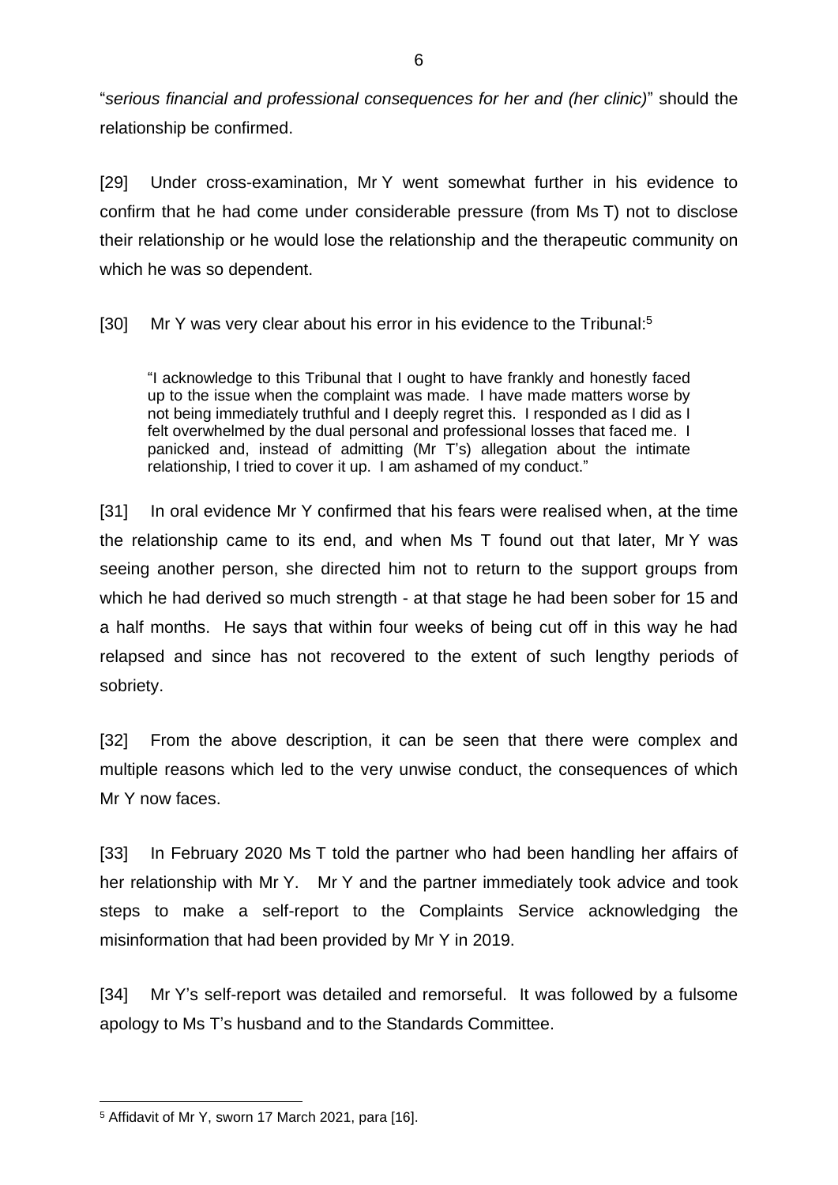"*serious financial and professional consequences for her and (her clinic)*" should the relationship be confirmed.

[29] Under cross-examination, Mr Y went somewhat further in his evidence to confirm that he had come under considerable pressure (from Ms T) not to disclose their relationship or he would lose the relationship and the therapeutic community on which he was so dependent.

[30] Mr Y was very clear about his error in his evidence to the Tribunal:[5]

> "I acknowledge to this Tribunal that I ought to have frankly and honestly faced up to the issue when the complaint was made. I have made matters worse by not being immediately truthful and I deeply regret this. I responded as I did as I felt overwhelmed by the dual personal and professional losses that faced me. I panicked and, instead of admitting (Mr T's) allegation about the intimate relationship, I tried to cover it up. I am ashamed of my conduct."

[31] In oral evidence Mr Y confirmed that his fears were realised when, at the time the relationship came to its end, and when Ms T found out that later, Mr Y was seeing another person, she directed him not to return to the support groups from which he had derived so much strength - at that stage he had been sober for 15 and a half months. He says that within four weeks of being cut off in this way he had relapsed and since has not recovered to the extent of such lengthy periods of sobriety.

[32] From the above description, it can be seen that there were complex and multiple reasons which led to the very unwise conduct, the consequences of which Mr Y now faces.

[33] In February 2020 Ms T told the partner who had been handling her affairs of her relationship with Mr Y. Mr Y and the partner immediately took advice and took steps to make a self-report to the Complaints Service acknowledging the misinformation that had been provided by Mr Y in 2019.

[34] Mr Y's self-report was detailed and remorseful. It was followed by a fulsome apology to Ms T's husband and to the Standards Committee.

---

[5] Affidavit of Mr Y, sworn 17 March 2021, para [16].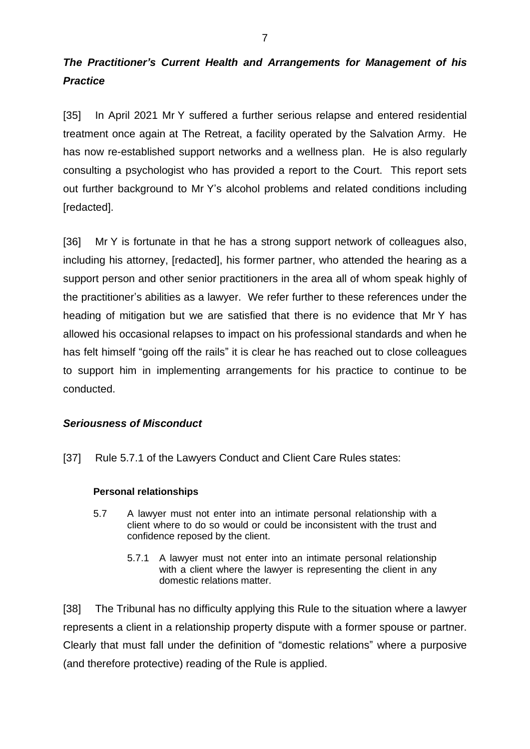## ***The Practitioner's Current Health and Arrangements for Management of his Practice***

[35] In April 2021 Mr Y suffered a further serious relapse and entered residential treatment once again at The Retreat, a facility operated by the Salvation Army. He has now re-established support networks and a wellness plan. He is also regularly consulting a psychologist who has provided a report to the Court. This report sets out further background to Mr Y's alcohol problems and related conditions including [redacted].

[36] Mr Y is fortunate in that he has a strong support network of colleagues also, including his attorney, [redacted], his former partner, who attended the hearing as a support person and other senior practitioners in the area all of whom speak highly of the practitioner's abilities as a lawyer. We refer further to these references under the heading of mitigation but we are satisfied that there is no evidence that Mr Y has allowed his occasional relapses to impact on his professional standards and when he has felt himself "going off the rails" it is clear he has reached out to close colleagues to support him in implementing arrangements for his practice to continue to be conducted.

## ***Seriousness of Misconduct***

[37] Rule 5.7.1 of the Lawyers Conduct and Client Care Rules states:

> **Personal relationships**
>
> 5.7 A lawyer must not enter into an intimate personal relationship with a client where to do so would or could be inconsistent with the trust and confidence reposed by the client.
>
> > 5.7.1 A lawyer must not enter into an intimate personal relationship with a client where the lawyer is representing the client in any domestic relations matter.

[38] The Tribunal has no difficulty applying this Rule to the situation where a lawyer represents a client in a relationship property dispute with a former spouse or partner. Clearly that must fall under the definition of "domestic relations" where a purposive (and therefore protective) reading of the Rule is applied.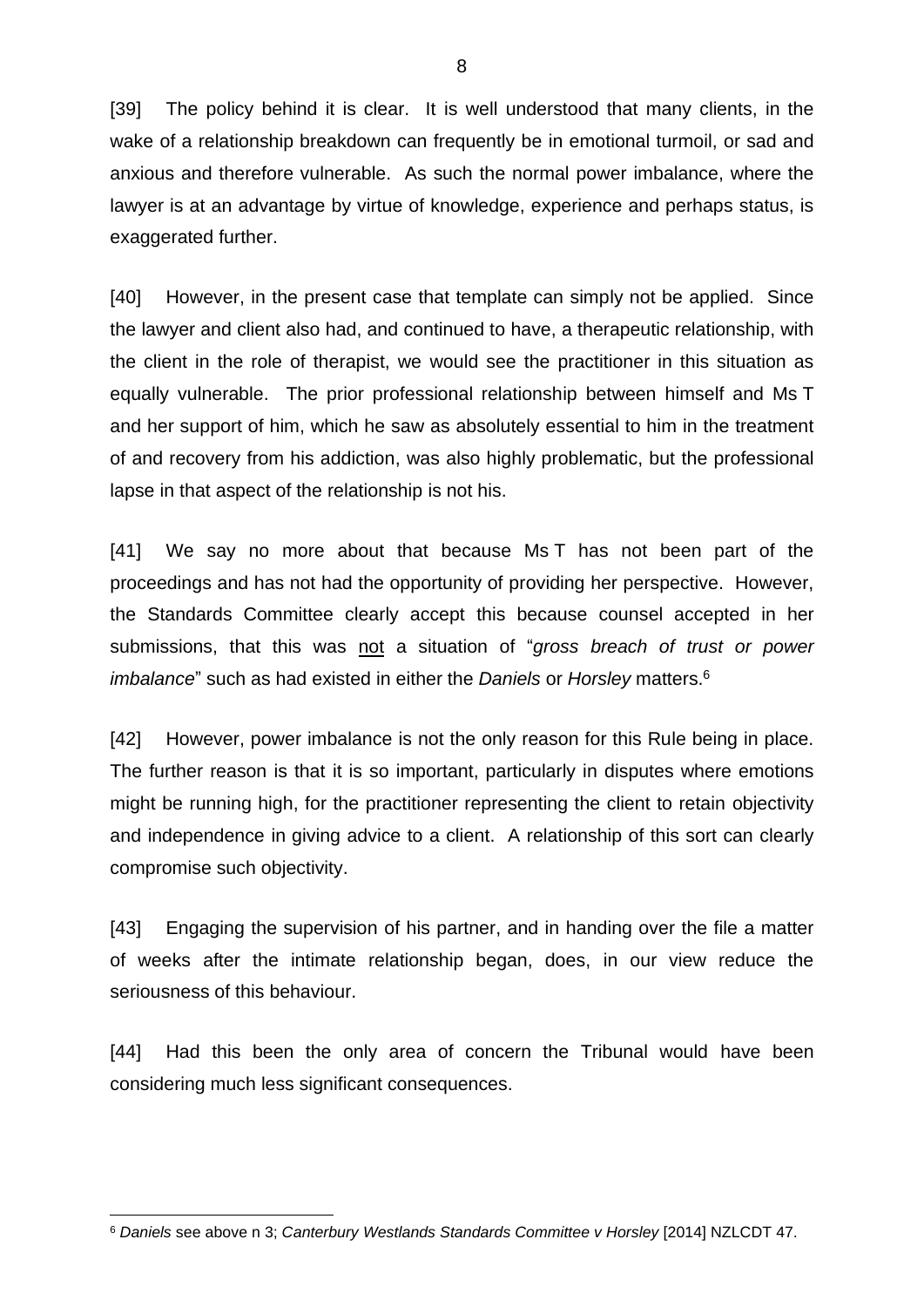[39] The policy behind it is clear. It is well understood that many clients, in the wake of a relationship breakdown can frequently be in emotional turmoil, or sad and anxious and therefore vulnerable. As such the normal power imbalance, where the lawyer is at an advantage by virtue of knowledge, experience and perhaps status, is exaggerated further.

[40] However, in the present case that template can simply not be applied. Since the lawyer and client also had, and continued to have, a therapeutic relationship, with the client in the role of therapist, we would see the practitioner in this situation as equally vulnerable. The prior professional relationship between himself and Ms T and her support of him, which he saw as absolutely essential to him in the treatment of and recovery from his addiction, was also highly problematic, but the professional lapse in that aspect of the relationship is not his.

[41] We say no more about that because Ms T has not been part of the proceedings and has not had the opportunity of providing her perspective. However, the Standards Committee clearly accept this because counsel accepted in her submissions, that this was <u>not</u> a situation of "*gross breach of trust or power imbalance*" such as had existed in either the *Daniels* or *Horsley* matters.[6]

[42] However, power imbalance is not the only reason for this Rule being in place. The further reason is that it is so important, particularly in disputes where emotions might be running high, for the practitioner representing the client to retain objectivity and independence in giving advice to a client. A relationship of this sort can clearly compromise such objectivity.

[43] Engaging the supervision of his partner, and in handing over the file a matter of weeks after the intimate relationship began, does, in our view reduce the seriousness of this behaviour.

[44] Had this been the only area of concern the Tribunal would have been considering much less significant consequences.

---

[6] *Daniels* see above n 3; *Canterbury Westlands Standards Committee v Horsley* [2014] NZLCDT 47.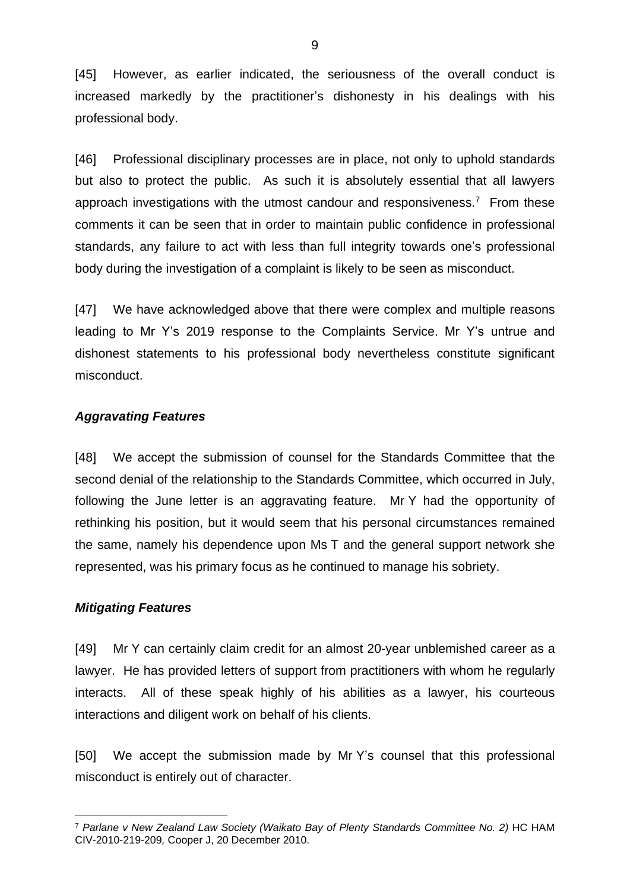[45] However, as earlier indicated, the seriousness of the overall conduct is increased markedly by the practitioner's dishonesty in his dealings with his professional body.

[46] Professional disciplinary processes are in place, not only to uphold standards but also to protect the public. As such it is absolutely essential that all lawyers approach investigations with the utmost candour and responsiveness.[7] From these comments it can be seen that in order to maintain public confidence in professional standards, any failure to act with less than full integrity towards one's professional body during the investigation of a complaint is likely to be seen as misconduct.

[47] We have acknowledged above that there were complex and multiple reasons leading to Mr Y's 2019 response to the Complaints Service. Mr Y's untrue and dishonest statements to his professional body nevertheless constitute significant misconduct.

### *Aggravating Features*

[48] We accept the submission of counsel for the Standards Committee that the second denial of the relationship to the Standards Committee, which occurred in July, following the June letter is an aggravating feature. Mr Y had the opportunity of rethinking his position, but it would seem that his personal circumstances remained the same, namely his dependence upon Ms T and the general support network she represented, was his primary focus as he continued to manage his sobriety.

### *Mitigating Features*

[49] Mr Y can certainly claim credit for an almost 20-year unblemished career as a lawyer. He has provided letters of support from practitioners with whom he regularly interacts. All of these speak highly of his abilities as a lawyer, his courteous interactions and diligent work on behalf of his clients.

[50] We accept the submission made by Mr Y's counsel that this professional misconduct is entirely out of character.

---

[7] *Parlane v New Zealand Law Society (Waikato Bay of Plenty Standards Committee No. 2)* HC HAM CIV-2010-219-209, Cooper J, 20 December 2010.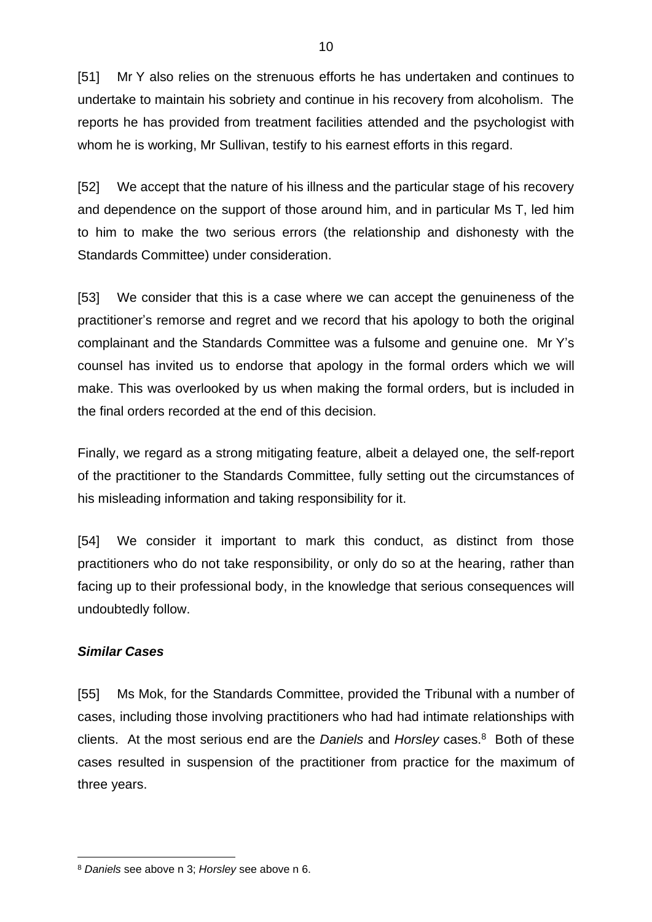[51] Mr Y also relies on the strenuous efforts he has undertaken and continues to undertake to maintain his sobriety and continue in his recovery from alcoholism. The reports he has provided from treatment facilities attended and the psychologist with whom he is working, Mr Sullivan, testify to his earnest efforts in this regard.

[52] We accept that the nature of his illness and the particular stage of his recovery and dependence on the support of those around him, and in particular Ms T, led him to him to make the two serious errors (the relationship and dishonesty with the Standards Committee) under consideration.

[53] We consider that this is a case where we can accept the genuineness of the practitioner's remorse and regret and we record that his apology to both the original complainant and the Standards Committee was a fulsome and genuine one. Mr Y's counsel has invited us to endorse that apology in the formal orders which we will make. This was overlooked by us when making the formal orders, but is included in the final orders recorded at the end of this decision.

Finally, we regard as a strong mitigating feature, albeit a delayed one, the self-report of the practitioner to the Standards Committee, fully setting out the circumstances of his misleading information and taking responsibility for it.

[54] We consider it important to mark this conduct, as distinct from those practitioners who do not take responsibility, or only do so at the hearing, rather than facing up to their professional body, in the knowledge that serious consequences will undoubtedly follow.

### ***Similar Cases***

[55] Ms Mok, for the Standards Committee, provided the Tribunal with a number of cases, including those involving practitioners who had had intimate relationships with clients. At the most serious end are the *Daniels* and *Horsley* cases.[8] Both of these cases resulted in suspension of the practitioner from practice for the maximum of three years.

---

[8] *Daniels* see above n 3; *Horsley* see above n 6.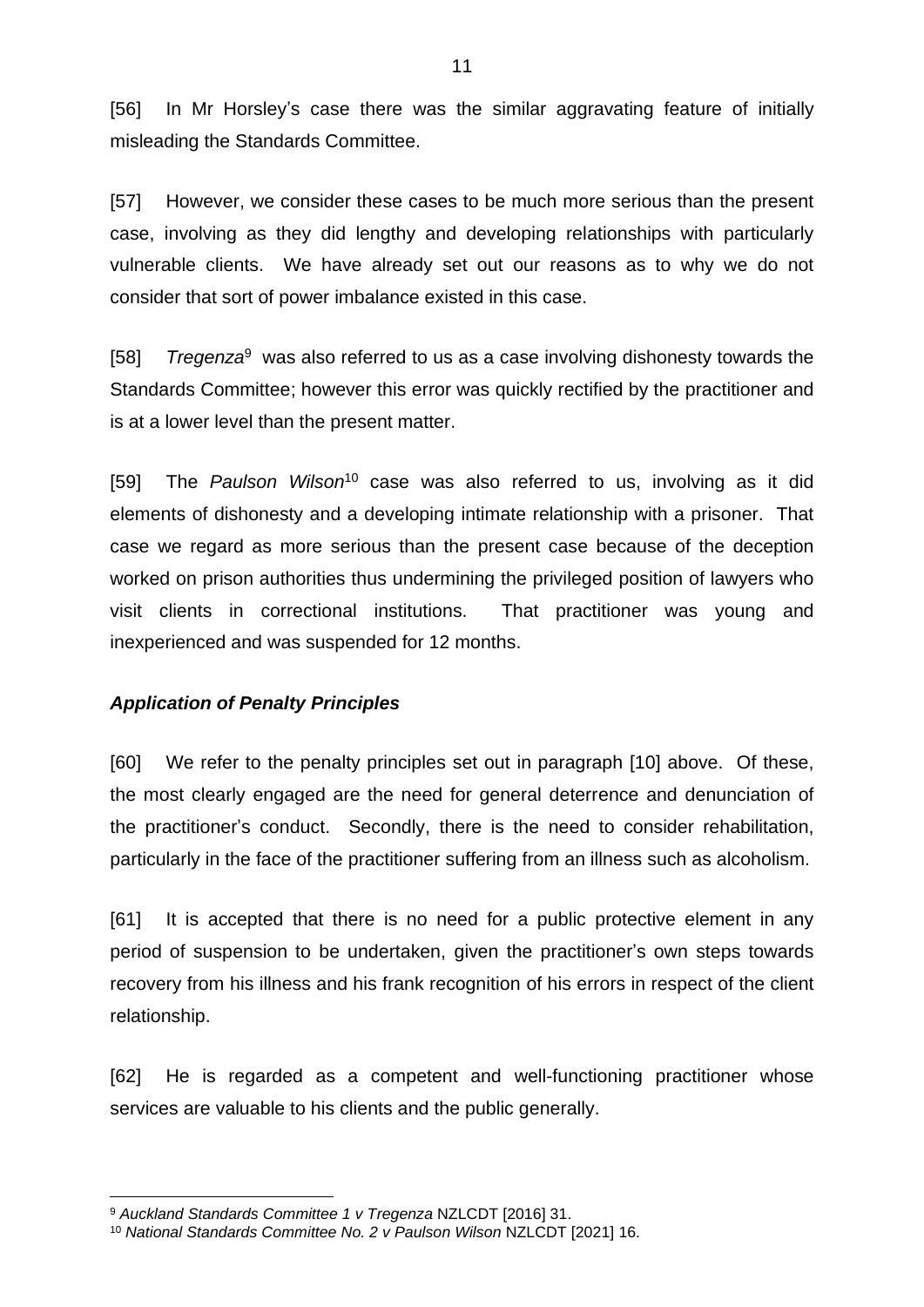[56] In Mr Horsley's case there was the similar aggravating feature of initially misleading the Standards Committee.

[57] However, we consider these cases to be much more serious than the present case, involving as they did lengthy and developing relationships with particularly vulnerable clients. We have already set out our reasons as to why we do not consider that sort of power imbalance existed in this case.

[58] *Tregenza*[9] was also referred to us as a case involving dishonesty towards the Standards Committee; however this error was quickly rectified by the practitioner and is at a lower level than the present matter.

[59] The *Paulson Wilson*[10] case was also referred to us, involving as it did elements of dishonesty and a developing intimate relationship with a prisoner. That case we regard as more serious than the present case because of the deception worked on prison authorities thus undermining the privileged position of lawyers who visit clients in correctional institutions. That practitioner was young and inexperienced and was suspended for 12 months.

### *Application of Penalty Principles*

[60] We refer to the penalty principles set out in paragraph [10] above. Of these, the most clearly engaged are the need for general deterrence and denunciation of the practitioner's conduct. Secondly, there is the need to consider rehabilitation, particularly in the face of the practitioner suffering from an illness such as alcoholism.

[61] It is accepted that there is no need for a public protective element in any period of suspension to be undertaken, given the practitioner's own steps towards recovery from his illness and his frank recognition of his errors in respect of the client relationship.

[62] He is regarded as a competent and well-functioning practitioner whose services are valuable to his clients and the public generally.

---

[9] *Auckland Standards Committee 1 v Tregenza* NZLCDT [2016] 31.

[10] *National Standards Committee No. 2 v Paulson Wilson* NZLCDT [2021] 16.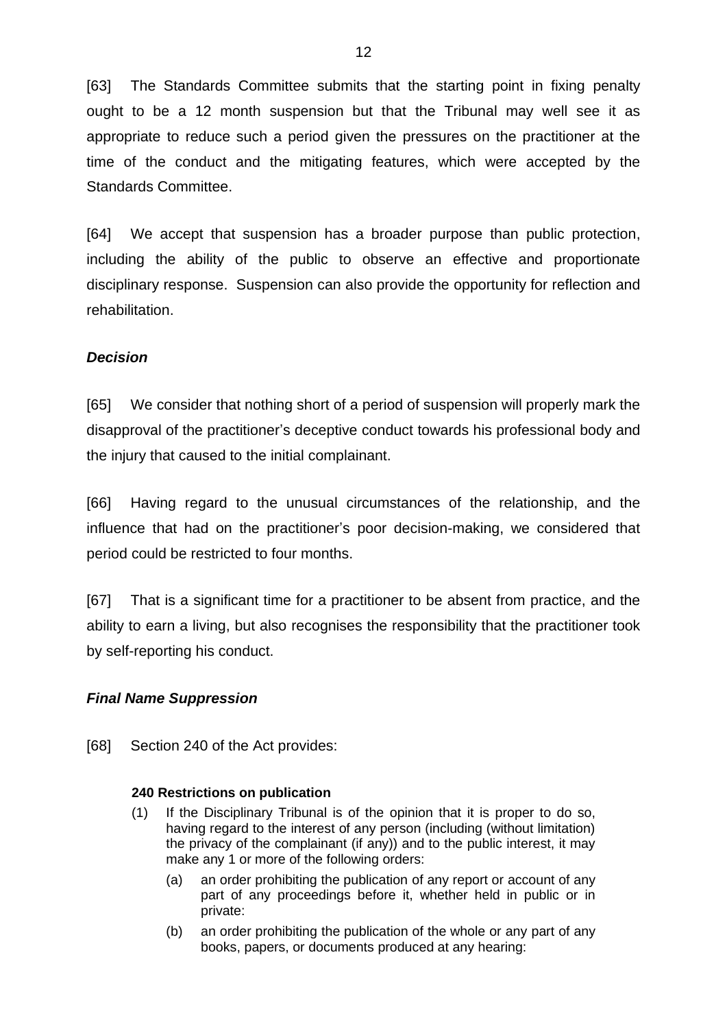[63] The Standards Committee submits that the starting point in fixing penalty ought to be a 12 month suspension but that the Tribunal may well see it as appropriate to reduce such a period given the pressures on the practitioner at the time of the conduct and the mitigating features, which were accepted by the Standards Committee.

[64] We accept that suspension has a broader purpose than public protection, including the ability of the public to observe an effective and proportionate disciplinary response. Suspension can also provide the opportunity for reflection and rehabilitation.

### *Decision*

[65] We consider that nothing short of a period of suspension will properly mark the disapproval of the practitioner's deceptive conduct towards his professional body and the injury that caused to the initial complainant.

[66] Having regard to the unusual circumstances of the relationship, and the influence that had on the practitioner's poor decision-making, we considered that period could be restricted to four months.

[67] That is a significant time for a practitioner to be absent from practice, and the ability to earn a living, but also recognises the responsibility that the practitioner took by self-reporting his conduct.

### *Final Name Suppression*

[68] Section 240 of the Act provides:

> **240 Restrictions on publication**
>
> (1) If the Disciplinary Tribunal is of the opinion that it is proper to do so, having regard to the interest of any person (including (without limitation) the privacy of the complainant (if any)) and to the public interest, it may make any 1 or more of the following orders:
>
> (a) an order prohibiting the publication of any report or account of any part of any proceedings before it, whether held in public or in private:
>
> (b) an order prohibiting the publication of the whole or any part of any books, papers, or documents produced at any hearing: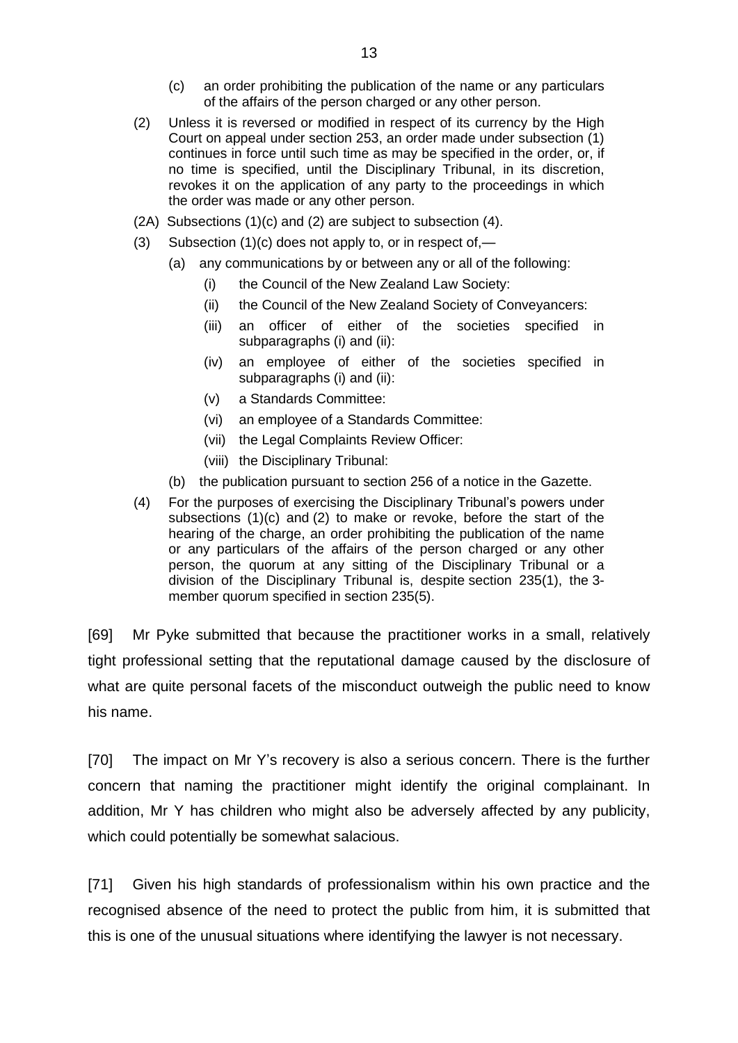(c) an order prohibiting the publication of the name or any particulars of the affairs of the person charged or any other person.

(2) Unless it is reversed or modified in respect of its currency by the High Court on appeal under section 253, an order made under subsection (1) continues in force until such time as may be specified in the order, or, if no time is specified, until the Disciplinary Tribunal, in its discretion, revokes it on the application of any party to the proceedings in which the order was made or any other person.

(2A) Subsections (1)(c) and (2) are subject to subsection (4).

(3) Subsection (1)(c) does not apply to, or in respect of,—

(a) any communications by or between any or all of the following:

(i) the Council of the New Zealand Law Society:

(ii) the Council of the New Zealand Society of Conveyancers:

(iii) an officer of either of the societies specified in subparagraphs (i) and (ii):

(iv) an employee of either of the societies specified in subparagraphs (i) and (ii):

(v) a Standards Committee:

(vi) an employee of a Standards Committee:

(vii) the Legal Complaints Review Officer:

(viii) the Disciplinary Tribunal:

(b) the publication pursuant to section 256 of a notice in the Gazette.

(4) For the purposes of exercising the Disciplinary Tribunal's powers under subsections (1)(c) and (2) to make or revoke, before the start of the hearing of the charge, an order prohibiting the publication of the name or any particulars of the affairs of the person charged or any other person, the quorum at any sitting of the Disciplinary Tribunal or a division of the Disciplinary Tribunal is, despite section 235(1), the 3-member quorum specified in section 235(5).

[69] Mr Pyke submitted that because the practitioner works in a small, relatively tight professional setting that the reputational damage caused by the disclosure of what are quite personal facets of the misconduct outweigh the public need to know his name.

[70] The impact on Mr Y's recovery is also a serious concern. There is the further concern that naming the practitioner might identify the original complainant. In addition, Mr Y has children who might also be adversely affected by any publicity, which could potentially be somewhat salacious.

[71] Given his high standards of professionalism within his own practice and the recognised absence of the need to protect the public from him, it is submitted that this is one of the unusual situations where identifying the lawyer is not necessary.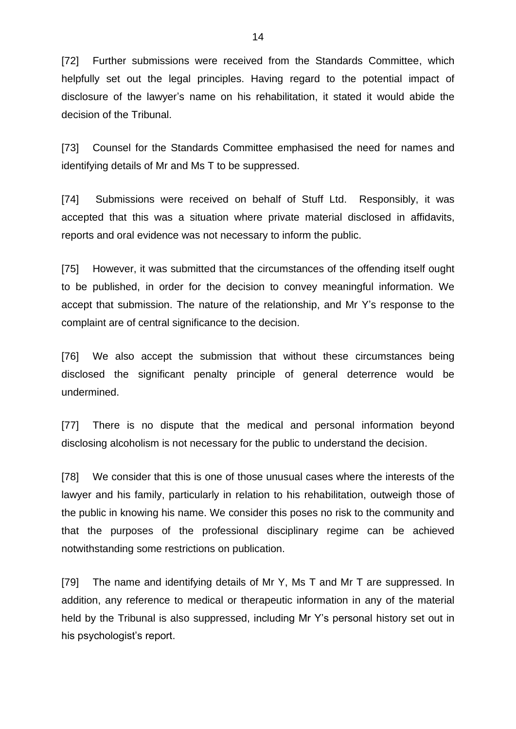[72] Further submissions were received from the Standards Committee, which helpfully set out the legal principles. Having regard to the potential impact of disclosure of the lawyer's name on his rehabilitation, it stated it would abide the decision of the Tribunal.

[73] Counsel for the Standards Committee emphasised the need for names and identifying details of Mr and Ms T to be suppressed.

[74] Submissions were received on behalf of Stuff Ltd. Responsibly, it was accepted that this was a situation where private material disclosed in affidavits, reports and oral evidence was not necessary to inform the public.

[75] However, it was submitted that the circumstances of the offending itself ought to be published, in order for the decision to convey meaningful information. We accept that submission. The nature of the relationship, and Mr Y's response to the complaint are of central significance to the decision.

[76] We also accept the submission that without these circumstances being disclosed the significant penalty principle of general deterrence would be undermined.

[77] There is no dispute that the medical and personal information beyond disclosing alcoholism is not necessary for the public to understand the decision.

[78] We consider that this is one of those unusual cases where the interests of the lawyer and his family, particularly in relation to his rehabilitation, outweigh those of the public in knowing his name. We consider this poses no risk to the community and that the purposes of the professional disciplinary regime can be achieved notwithstanding some restrictions on publication.

[79] The name and identifying details of Mr Y, Ms T and Mr T are suppressed. In addition, any reference to medical or therapeutic information in any of the material held by the Tribunal is also suppressed, including Mr Y's personal history set out in his psychologist's report.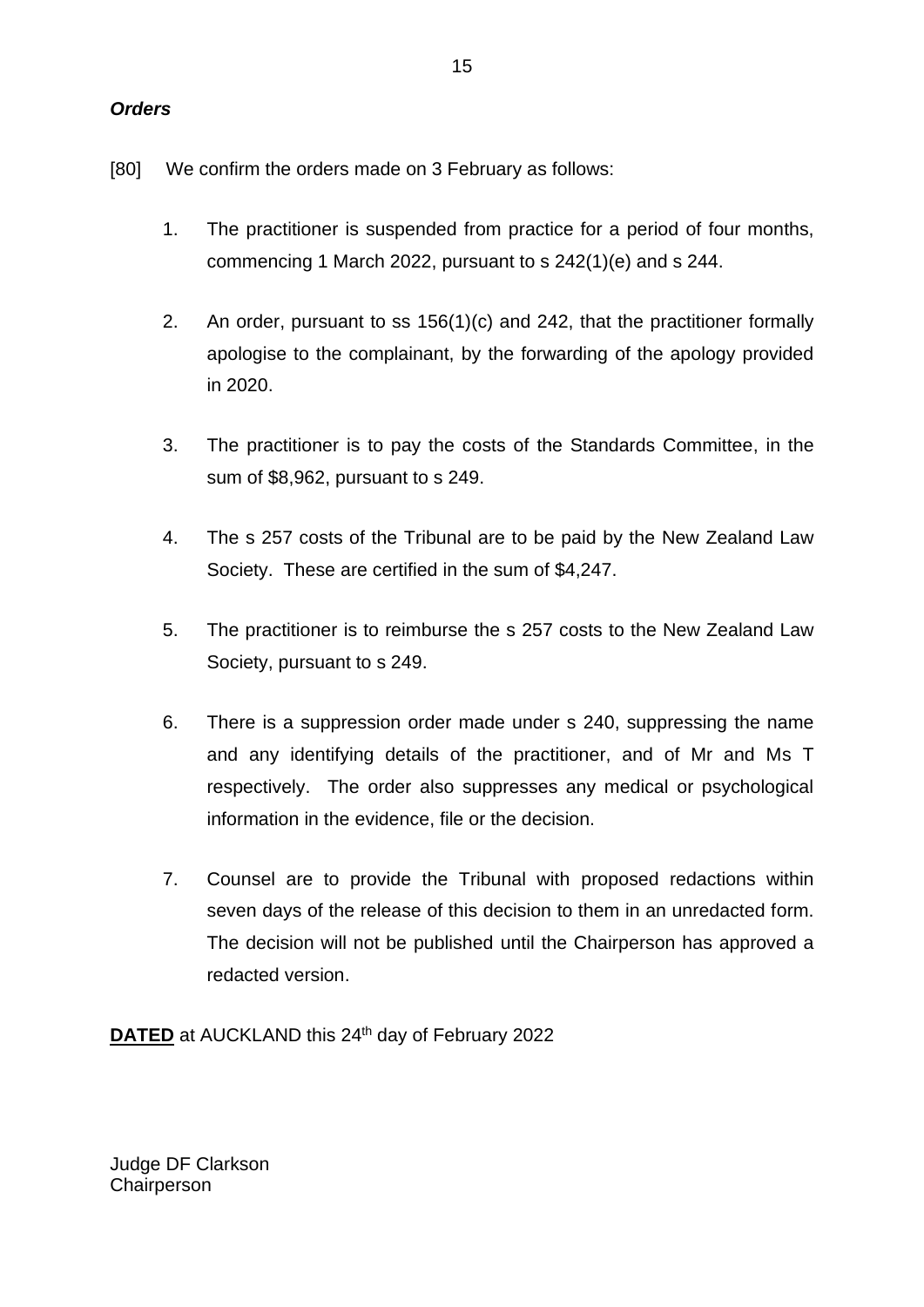***Orders***

[80] We confirm the orders made on 3 February as follows:

1. The practitioner is suspended from practice for a period of four months, commencing 1 March 2022, pursuant to s 242(1)(e) and s 244.

2. An order, pursuant to ss 156(1)(c) and 242, that the practitioner formally apologise to the complainant, by the forwarding of the apology provided in 2020.

3. The practitioner is to pay the costs of the Standards Committee, in the sum of $8,962, pursuant to s 249.

4. The s 257 costs of the Tribunal are to be paid by the New Zealand Law Society. These are certified in the sum of $4,247.

5. The practitioner is to reimburse the s 257 costs to the New Zealand Law Society, pursuant to s 249.

6. There is a suppression order made under s 240, suppressing the name and any identifying details of the practitioner, and of Mr and Ms T respectively. The order also suppresses any medical or psychological information in the evidence, file or the decision.

7. Counsel are to provide the Tribunal with proposed redactions within seven days of the release of this decision to them in an unredacted form. The decision will not be published until the Chairperson has approved a redacted version.

**DATED** at AUCKLAND this 24th day of February 2022

Judge DF Clarkson
Chairperson